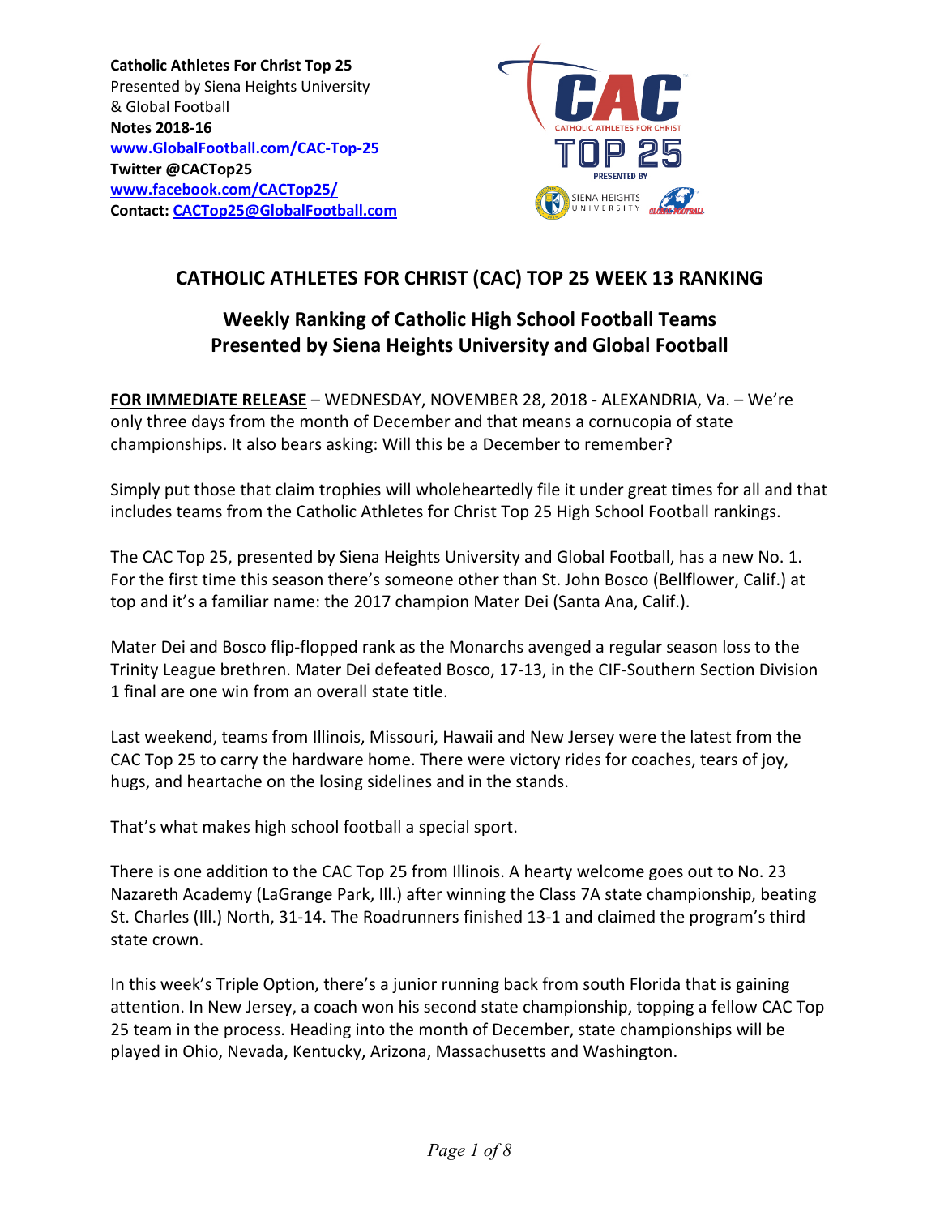**Catholic Athletes For Christ Top 25**
Presented by Siena Heights University
& Global Football
**Notes 2018-16**
**[www.GlobalFootball.com/CAC-Top-25](http://www.GlobalFootball.com/CAC-Top-25)**
**Twitter @CACTop25**
**[www.facebook.com/CACTop25/](http://www.facebook.com/CACTop25/)**
**Contact: [CACTop25@GlobalFootball.com](mailto:CACTop25@GlobalFootball.com)**

# CATHOLIC ATHLETES FOR CHRIST (CAC) TOP 25 WEEK 13 RANKING

## Weekly Ranking of Catholic High School Football Teams Presented by Siena Heights University and Global Football

**FOR IMMEDIATE RELEASE** – WEDNESDAY, NOVEMBER 28, 2018 - ALEXANDRIA, Va. – We're only three days from the month of December and that means a cornucopia of state championships. It also bears asking: Will this be a December to remember?

Simply put those that claim trophies will wholeheartedly file it under great times for all and that includes teams from the Catholic Athletes for Christ Top 25 High School Football rankings.

The CAC Top 25, presented by Siena Heights University and Global Football, has a new No. 1. For the first time this season there's someone other than St. John Bosco (Bellflower, Calif.) at top and it's a familiar name: the 2017 champion Mater Dei (Santa Ana, Calif.).

Mater Dei and Bosco flip-flopped rank as the Monarchs avenged a regular season loss to the Trinity League brethren. Mater Dei defeated Bosco, 17-13, in the CIF-Southern Section Division 1 final are one win from an overall state title.

Last weekend, teams from Illinois, Missouri, Hawaii and New Jersey were the latest from the CAC Top 25 to carry the hardware home. There were victory rides for coaches, tears of joy, hugs, and heartache on the losing sidelines and in the stands.

That's what makes high school football a special sport.

There is one addition to the CAC Top 25 from Illinois. A hearty welcome goes out to No. 23 Nazareth Academy (LaGrange Park, Ill.) after winning the Class 7A state championship, beating St. Charles (Ill.) North, 31-14. The Roadrunners finished 13-1 and claimed the program's third state crown.

In this week's Triple Option, there's a junior running back from south Florida that is gaining attention. In New Jersey, a coach won his second state championship, topping a fellow CAC Top 25 team in the process. Heading into the month of December, state championships will be played in Ohio, Nevada, Kentucky, Arizona, Massachusetts and Washington.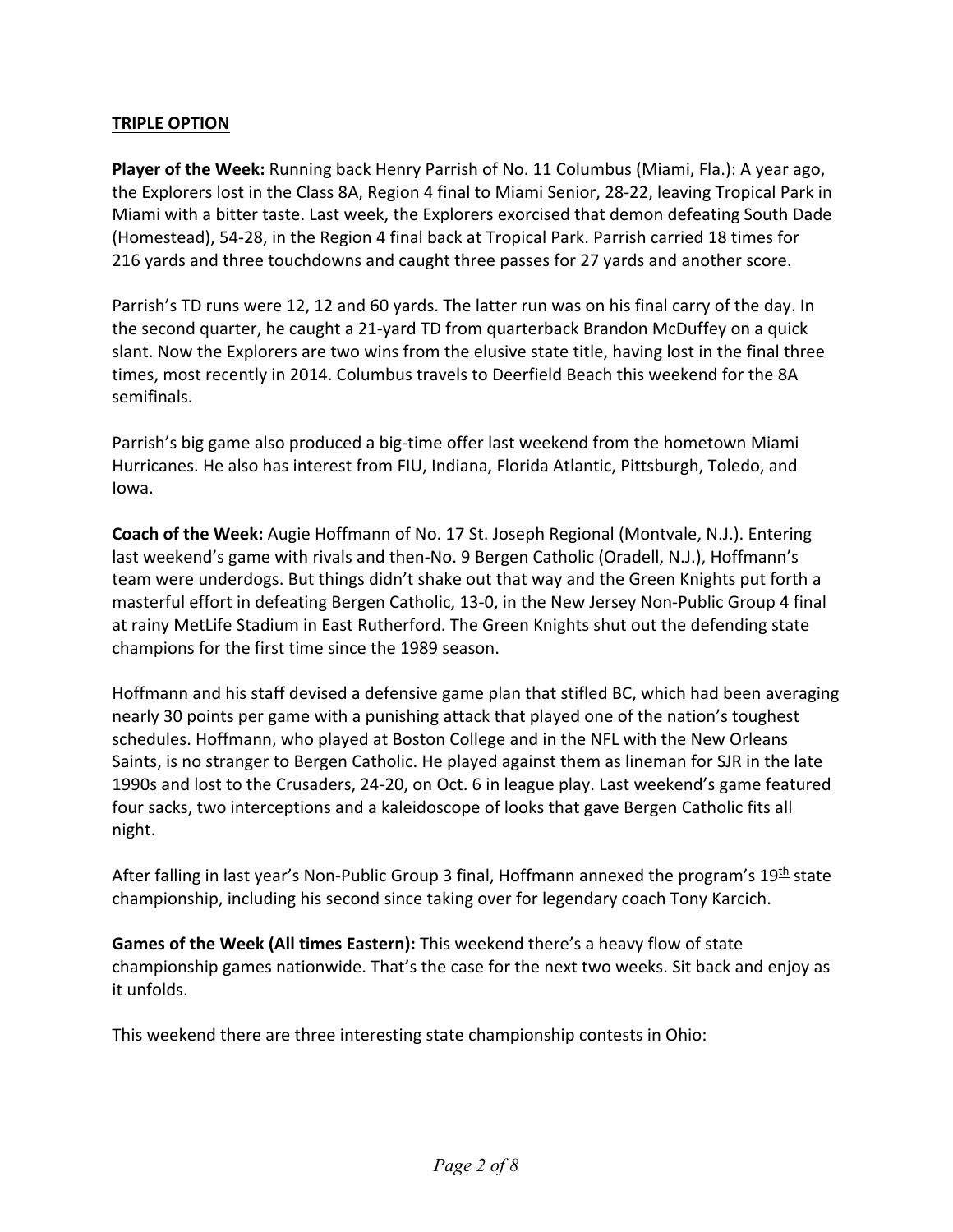**TRIPLE OPTION**

**Player of the Week:** Running back Henry Parrish of No. 11 Columbus (Miami, Fla.): A year ago, the Explorers lost in the Class 8A, Region 4 final to Miami Senior, 28-22, leaving Tropical Park in Miami with a bitter taste. Last week, the Explorers exorcised that demon defeating South Dade (Homestead), 54-28, in the Region 4 final back at Tropical Park. Parrish carried 18 times for 216 yards and three touchdowns and caught three passes for 27 yards and another score.

Parrish's TD runs were 12, 12 and 60 yards. The latter run was on his final carry of the day. In the second quarter, he caught a 21-yard TD from quarterback Brandon McDuffey on a quick slant. Now the Explorers are two wins from the elusive state title, having lost in the final three times, most recently in 2014. Columbus travels to Deerfield Beach this weekend for the 8A semifinals.

Parrish's big game also produced a big-time offer last weekend from the hometown Miami Hurricanes. He also has interest from FIU, Indiana, Florida Atlantic, Pittsburgh, Toledo, and Iowa.

**Coach of the Week:** Augie Hoffmann of No. 17 St. Joseph Regional (Montvale, N.J.). Entering last weekend's game with rivals and then-No. 9 Bergen Catholic (Oradell, N.J.), Hoffmann's team were underdogs. But things didn't shake out that way and the Green Knights put forth a masterful effort in defeating Bergen Catholic, 13-0, in the New Jersey Non-Public Group 4 final at rainy MetLife Stadium in East Rutherford. The Green Knights shut out the defending state champions for the first time since the 1989 season.

Hoffmann and his staff devised a defensive game plan that stifled BC, which had been averaging nearly 30 points per game with a punishing attack that played one of the nation's toughest schedules. Hoffmann, who played at Boston College and in the NFL with the New Orleans Saints, is no stranger to Bergen Catholic. He played against them as lineman for SJR in the late 1990s and lost to the Crusaders, 24-20, on Oct. 6 in league play. Last weekend's game featured four sacks, two interceptions and a kaleidoscope of looks that gave Bergen Catholic fits all night.

After falling in last year's Non-Public Group 3 final, Hoffmann annexed the program's 19th state championship, including his second since taking over for legendary coach Tony Karcich.

**Games of the Week (All times Eastern):** This weekend there's a heavy flow of state championship games nationwide. That's the case for the next two weeks. Sit back and enjoy as it unfolds.

This weekend there are three interesting state championship contests in Ohio: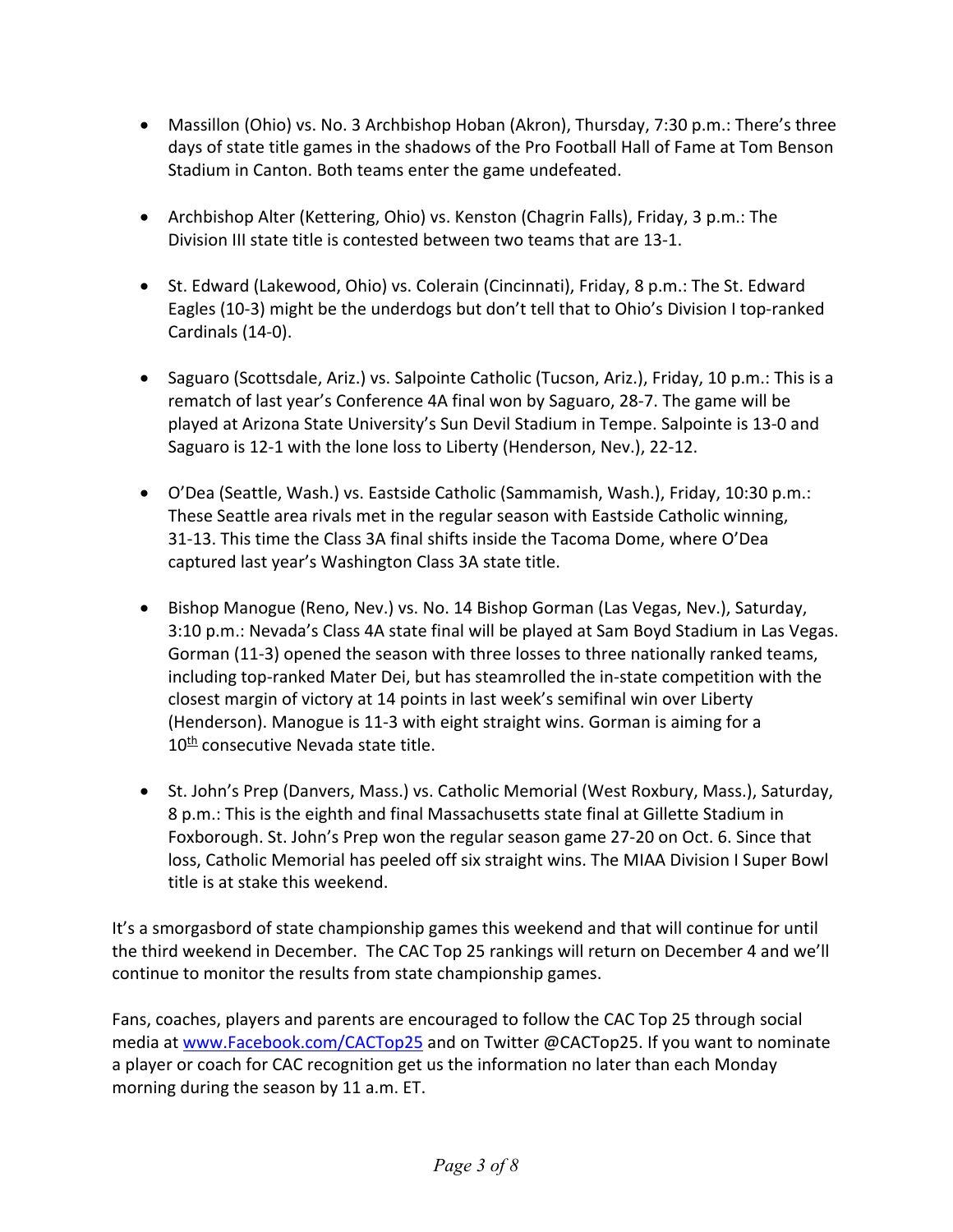- Massillon (Ohio) vs. No. 3 Archbishop Hoban (Akron), Thursday, 7:30 p.m.: There's three days of state title games in the shadows of the Pro Football Hall of Fame at Tom Benson Stadium in Canton. Both teams enter the game undefeated.

- Archbishop Alter (Kettering, Ohio) vs. Kenston (Chagrin Falls), Friday, 3 p.m.: The Division III state title is contested between two teams that are 13-1.

- St. Edward (Lakewood, Ohio) vs. Colerain (Cincinnati), Friday, 8 p.m.: The St. Edward Eagles (10-3) might be the underdogs but don't tell that to Ohio's Division I top-ranked Cardinals (14-0).

- Saguaro (Scottsdale, Ariz.) vs. Salpointe Catholic (Tucson, Ariz.), Friday, 10 p.m.: This is a rematch of last year's Conference 4A final won by Saguaro, 28-7. The game will be played at Arizona State University's Sun Devil Stadium in Tempe. Salpointe is 13-0 and Saguaro is 12-1 with the lone loss to Liberty (Henderson, Nev.), 22-12.

- O'Dea (Seattle, Wash.) vs. Eastside Catholic (Sammamish, Wash.), Friday, 10:30 p.m.: These Seattle area rivals met in the regular season with Eastside Catholic winning, 31-13. This time the Class 3A final shifts inside the Tacoma Dome, where O'Dea captured last year's Washington Class 3A state title.

- Bishop Manogue (Reno, Nev.) vs. No. 14 Bishop Gorman (Las Vegas, Nev.), Saturday, 3:10 p.m.: Nevada's Class 4A state final will be played at Sam Boyd Stadium in Las Vegas. Gorman (11-3) opened the season with three losses to three nationally ranked teams, including top-ranked Mater Dei, but has steamrolled the in-state competition with the closest margin of victory at 14 points in last week's semifinal win over Liberty (Henderson). Manogue is 11-3 with eight straight wins. Gorman is aiming for a 10th consecutive Nevada state title.

- St. John's Prep (Danvers, Mass.) vs. Catholic Memorial (West Roxbury, Mass.), Saturday, 8 p.m.: This is the eighth and final Massachusetts state final at Gillette Stadium in Foxborough. St. John's Prep won the regular season game 27-20 on Oct. 6. Since that loss, Catholic Memorial has peeled off six straight wins. The MIAA Division I Super Bowl title is at stake this weekend.

It's a smorgasbord of state championship games this weekend and that will continue for until the third weekend in December. The CAC Top 25 rankings will return on December 4 and we'll continue to monitor the results from state championship games.

Fans, coaches, players and parents are encouraged to follow the CAC Top 25 through social media at [www.Facebook.com/CACTop25](http://www.Facebook.com/CACTop25) and on Twitter @CACTop25. If you want to nominate a player or coach for CAC recognition get us the information no later than each Monday morning during the season by 11 a.m. ET.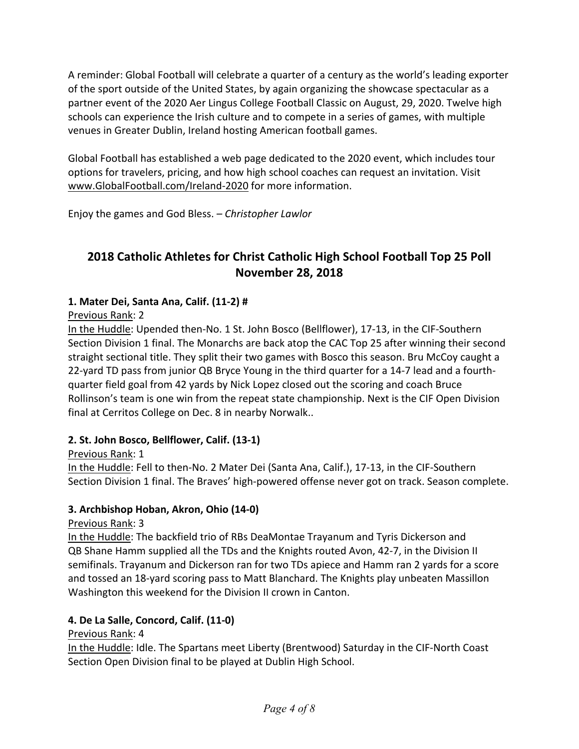A reminder: Global Football will celebrate a quarter of a century as the world's leading exporter of the sport outside of the United States, by again organizing the showcase spectacular as a partner event of the 2020 Aer Lingus College Football Classic on August, 29, 2020. Twelve high schools can experience the Irish culture and to compete in a series of games, with multiple venues in Greater Dublin, Ireland hosting American football games.

Global Football has established a web page dedicated to the 2020 event, which includes tour options for travelers, pricing, and how high school coaches can request an invitation. Visit www.GlobalFootball.com/Ireland-2020 for more information.

Enjoy the games and God Bless. – *Christopher Lawlor*

## 2018 Catholic Athletes for Christ Catholic High School Football Top 25 Poll November 28, 2018

**1. Mater Dei, Santa Ana, Calif. (11-2) #**

Previous Rank: 2

In the Huddle: Upended then-No. 1 St. John Bosco (Bellflower), 17-13, in the CIF-Southern Section Division 1 final. The Monarchs are back atop the CAC Top 25 after winning their second straight sectional title. They split their two games with Bosco this season. Bru McCoy caught a 22-yard TD pass from junior QB Bryce Young in the third quarter for a 14-7 lead and a fourth-quarter field goal from 42 yards by Nick Lopez closed out the scoring and coach Bruce Rollinson's team is one win from the repeat state championship. Next is the CIF Open Division final at Cerritos College on Dec. 8 in nearby Norwalk..

**2. St. John Bosco, Bellflower, Calif. (13-1)**

Previous Rank: 1

In the Huddle: Fell to then-No. 2 Mater Dei (Santa Ana, Calif.), 17-13, in the CIF-Southern Section Division 1 final. The Braves' high-powered offense never got on track. Season complete.

**3. Archbishop Hoban, Akron, Ohio (14-0)**

Previous Rank: 3

In the Huddle: The backfield trio of RBs DeaMontae Trayanum and Tyris Dickerson and QB Shane Hamm supplied all the TDs and the Knights routed Avon, 42-7, in the Division II semifinals. Trayanum and Dickerson ran for two TDs apiece and Hamm ran 2 yards for a score and tossed an 18-yard scoring pass to Matt Blanchard. The Knights play unbeaten Massillon Washington this weekend for the Division II crown in Canton.

**4. De La Salle, Concord, Calif. (11-0)**

Previous Rank: 4

In the Huddle: Idle. The Spartans meet Liberty (Brentwood) Saturday in the CIF-North Coast Section Open Division final to be played at Dublin High School.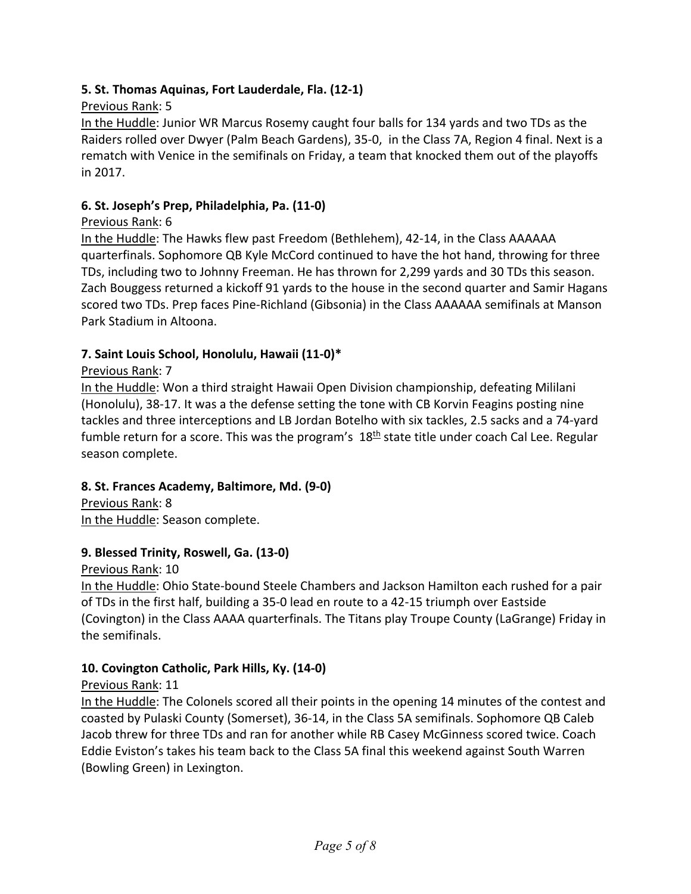**5. St. Thomas Aquinas, Fort Lauderdale, Fla. (12-1)**

Previous Rank: 5

In the Huddle: Junior WR Marcus Rosemy caught four balls for 134 yards and two TDs as the Raiders rolled over Dwyer (Palm Beach Gardens), 35-0, in the Class 7A, Region 4 final. Next is a rematch with Venice in the semifinals on Friday, a team that knocked them out of the playoffs in 2017.

**6. St. Joseph's Prep, Philadelphia, Pa. (11-0)**

Previous Rank: 6

In the Huddle: The Hawks flew past Freedom (Bethlehem), 42-14, in the Class AAAAAA quarterfinals. Sophomore QB Kyle McCord continued to have the hot hand, throwing for three TDs, including two to Johnny Freeman. He has thrown for 2,299 yards and 30 TDs this season. Zach Bouggess returned a kickoff 91 yards to the house in the second quarter and Samir Hagans scored two TDs. Prep faces Pine-Richland (Gibsonia) in the Class AAAAAA semifinals at Manson Park Stadium in Altoona.

**7. Saint Louis School, Honolulu, Hawaii (11-0)***

Previous Rank: 7

In the Huddle: Won a third straight Hawaii Open Division championship, defeating Mililani (Honolulu), 38-17. It was a the defense setting the tone with CB Korvin Feagins posting nine tackles and three interceptions and LB Jordan Botelho with six tackles, 2.5 sacks and a 74-yard fumble return for a score. This was the program's 18th state title under coach Cal Lee. Regular season complete.

**8. St. Frances Academy, Baltimore, Md. (9-0)**

Previous Rank: 8

In the Huddle: Season complete.

**9. Blessed Trinity, Roswell, Ga. (13-0)**

Previous Rank: 10

In the Huddle: Ohio State-bound Steele Chambers and Jackson Hamilton each rushed for a pair of TDs in the first half, building a 35-0 lead en route to a 42-15 triumph over Eastside (Covington) in the Class AAAA quarterfinals. The Titans play Troupe County (LaGrange) Friday in the semifinals.

**10. Covington Catholic, Park Hills, Ky. (14-0)**

Previous Rank: 11

In the Huddle: The Colonels scored all their points in the opening 14 minutes of the contest and coasted by Pulaski County (Somerset), 36-14, in the Class 5A semifinals. Sophomore QB Caleb Jacob threw for three TDs and ran for another while RB Casey McGinness scored twice. Coach Eddie Eviston's takes his team back to the Class 5A final this weekend against South Warren (Bowling Green) in Lexington.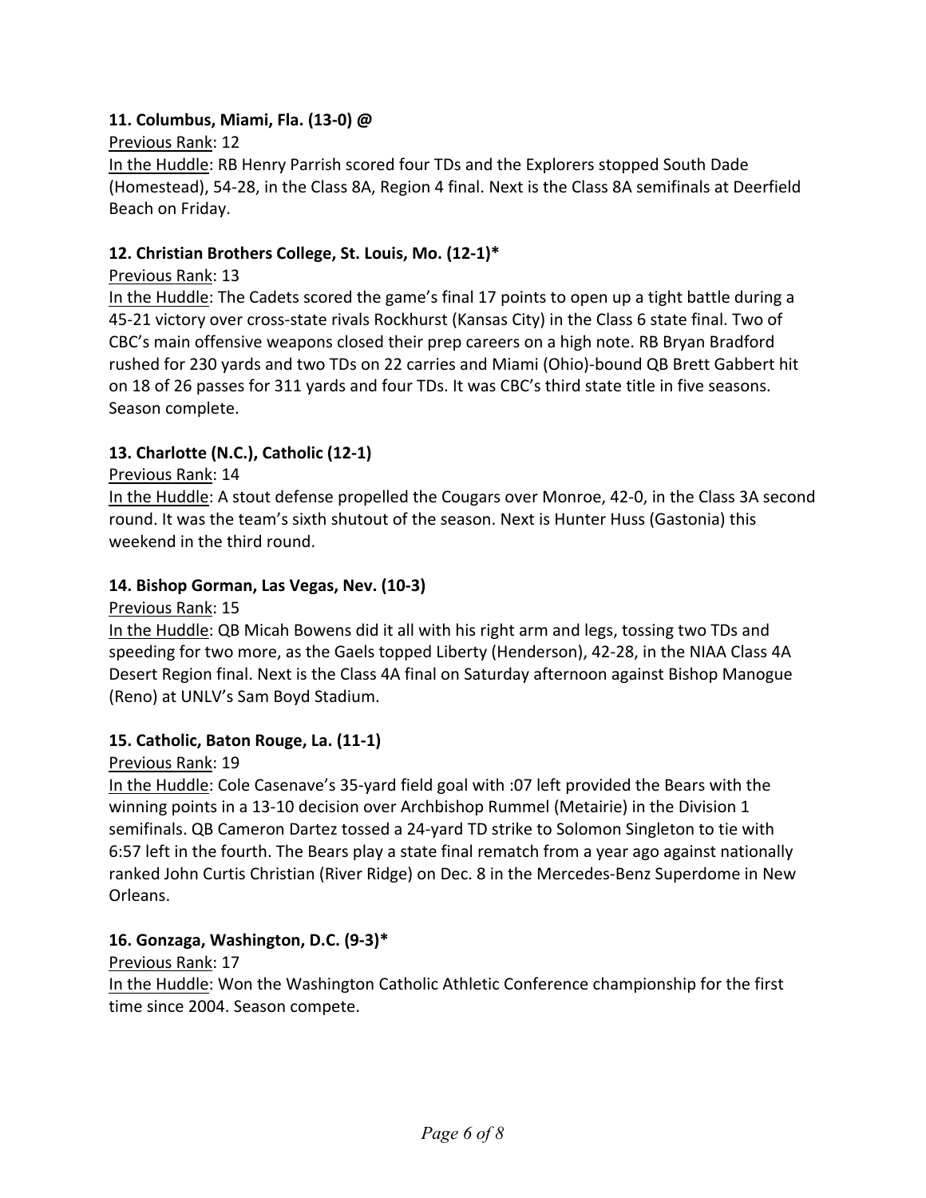**11. Columbus, Miami, Fla. (13-0) @**

Previous Rank: 12

In the Huddle: RB Henry Parrish scored four TDs and the Explorers stopped South Dade (Homestead), 54-28, in the Class 8A, Region 4 final. Next is the Class 8A semifinals at Deerfield Beach on Friday.

**12. Christian Brothers College, St. Louis, Mo. (12-1)***

Previous Rank: 13

In the Huddle: The Cadets scored the game's final 17 points to open up a tight battle during a 45-21 victory over cross-state rivals Rockhurst (Kansas City) in the Class 6 state final. Two of CBC's main offensive weapons closed their prep careers on a high note. RB Bryan Bradford rushed for 230 yards and two TDs on 22 carries and Miami (Ohio)-bound QB Brett Gabbert hit on 18 of 26 passes for 311 yards and four TDs. It was CBC's third state title in five seasons. Season complete.

**13. Charlotte (N.C.), Catholic (12-1)**

Previous Rank: 14

In the Huddle: A stout defense propelled the Cougars over Monroe, 42-0, in the Class 3A second round. It was the team's sixth shutout of the season. Next is Hunter Huss (Gastonia) this weekend in the third round.

**14. Bishop Gorman, Las Vegas, Nev. (10-3)**

Previous Rank: 15

In the Huddle: QB Micah Bowens did it all with his right arm and legs, tossing two TDs and speeding for two more, as the Gaels topped Liberty (Henderson), 42-28, in the NIAA Class 4A Desert Region final. Next is the Class 4A final on Saturday afternoon against Bishop Manogue (Reno) at UNLV's Sam Boyd Stadium.

**15. Catholic, Baton Rouge, La. (11-1)**

Previous Rank: 19

In the Huddle: Cole Casenave's 35-yard field goal with :07 left provided the Bears with the winning points in a 13-10 decision over Archbishop Rummel (Metairie) in the Division 1 semifinals. QB Cameron Dartez tossed a 24-yard TD strike to Solomon Singleton to tie with 6:57 left in the fourth. The Bears play a state final rematch from a year ago against nationally ranked John Curtis Christian (River Ridge) on Dec. 8 in the Mercedes-Benz Superdome in New Orleans.

**16. Gonzaga, Washington, D.C. (9-3)***

Previous Rank: 17

In the Huddle: Won the Washington Catholic Athletic Conference championship for the first time since 2004. Season compete.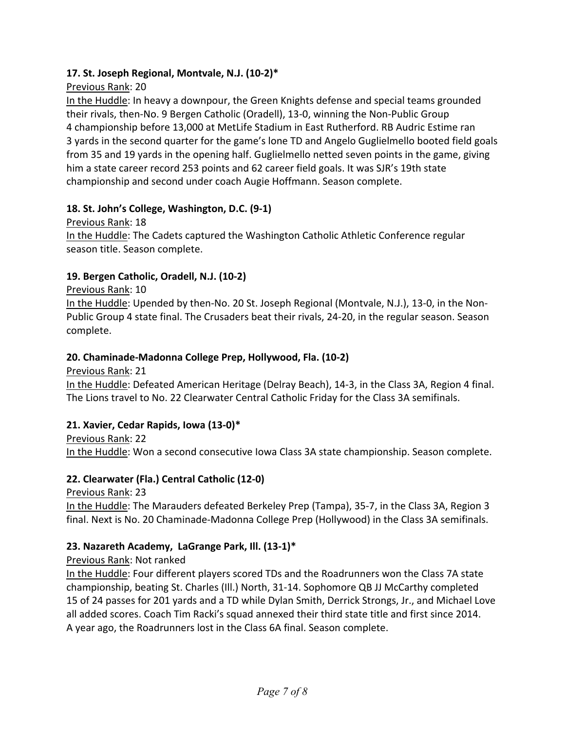**17. St. Joseph Regional, Montvale, N.J. (10-2)***

Previous Rank: 20

In the Huddle: In heavy a downpour, the Green Knights defense and special teams grounded their rivals, then-No. 9 Bergen Catholic (Oradell), 13-0, winning the Non-Public Group 4 championship before 13,000 at MetLife Stadium in East Rutherford. RB Audric Estime ran 3 yards in the second quarter for the game's lone TD and Angelo Guglielmello booted field goals from 35 and 19 yards in the opening half. Guglielmello netted seven points in the game, giving him a state career record 253 points and 62 career field goals. It was SJR's 19th state championship and second under coach Augie Hoffmann. Season complete.

**18. St. John's College, Washington, D.C. (9-1)**

Previous Rank: 18

In the Huddle: The Cadets captured the Washington Catholic Athletic Conference regular season title. Season complete.

**19. Bergen Catholic, Oradell, N.J. (10-2)**

Previous Rank: 10

In the Huddle: Upended by then-No. 20 St. Joseph Regional (Montvale, N.J.), 13-0, in the Non-Public Group 4 state final. The Crusaders beat their rivals, 24-20, in the regular season. Season complete.

**20. Chaminade-Madonna College Prep, Hollywood, Fla. (10-2)**

Previous Rank: 21

In the Huddle: Defeated American Heritage (Delray Beach), 14-3, in the Class 3A, Region 4 final. The Lions travel to No. 22 Clearwater Central Catholic Friday for the Class 3A semifinals.

**21. Xavier, Cedar Rapids, Iowa (13-0)***

Previous Rank: 22

In the Huddle: Won a second consecutive Iowa Class 3A state championship. Season complete.

**22. Clearwater (Fla.) Central Catholic (12-0)**

Previous Rank: 23

In the Huddle: The Marauders defeated Berkeley Prep (Tampa), 35-7, in the Class 3A, Region 3 final. Next is No. 20 Chaminade-Madonna College Prep (Hollywood) in the Class 3A semifinals.

**23. Nazareth Academy, LaGrange Park, Ill. (13-1)***

Previous Rank: Not ranked

In the Huddle: Four different players scored TDs and the Roadrunners won the Class 7A state championship, beating St. Charles (Ill.) North, 31-14. Sophomore QB JJ McCarthy completed 15 of 24 passes for 201 yards and a TD while Dylan Smith, Derrick Strongs, Jr., and Michael Love all added scores. Coach Tim Racki's squad annexed their third state title and first since 2014. A year ago, the Roadrunners lost in the Class 6A final. Season complete.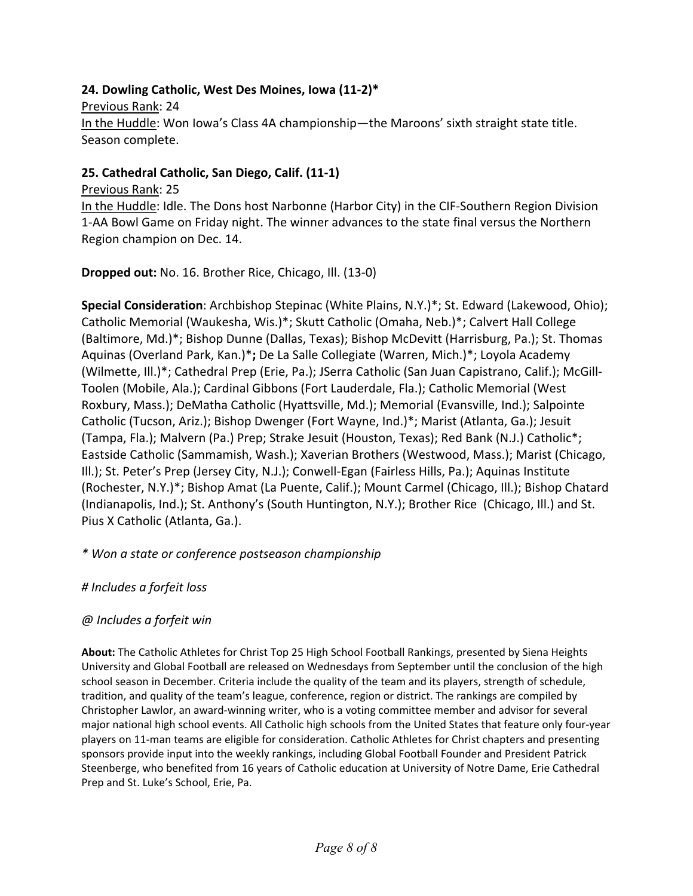**24. Dowling Catholic, West Des Moines, Iowa (11-2)***

Previous Rank: 24

In the Huddle: Won Iowa's Class 4A championship—the Maroons' sixth straight state title. Season complete.

**25. Cathedral Catholic, San Diego, Calif. (11-1)**

Previous Rank: 25

In the Huddle: Idle. The Dons host Narbonne (Harbor City) in the CIF-Southern Region Division 1-AA Bowl Game on Friday night. The winner advances to the state final versus the Northern Region champion on Dec. 14.

**Dropped out:** No. 16. Brother Rice, Chicago, Ill. (13-0)

**Special Consideration**: Archbishop Stepinac (White Plains, N.Y.)*; St. Edward (Lakewood, Ohio); Catholic Memorial (Waukesha, Wis.)*; Skutt Catholic (Omaha, Neb.)*; Calvert Hall College (Baltimore, Md.)*; Bishop Dunne (Dallas, Texas); Bishop McDevitt (Harrisburg, Pa.); St. Thomas Aquinas (Overland Park, Kan.)***;** De La Salle Collegiate (Warren, Mich.)*; Loyola Academy (Wilmette, Ill.)*; Cathedral Prep (Erie, Pa.); JSerra Catholic (San Juan Capistrano, Calif.); McGill-Toolen (Mobile, Ala.); Cardinal Gibbons (Fort Lauderdale, Fla.); Catholic Memorial (West Roxbury, Mass.); DeMatha Catholic (Hyattsville, Md.); Memorial (Evansville, Ind.); Salpointe Catholic (Tucson, Ariz.); Bishop Dwenger (Fort Wayne, Ind.)*; Marist (Atlanta, Ga.); Jesuit (Tampa, Fla.); Malvern (Pa.) Prep; Strake Jesuit (Houston, Texas); Red Bank (N.J.) Catholic*; Eastside Catholic (Sammamish, Wash.); Xaverian Brothers (Westwood, Mass.); Marist (Chicago, Ill.); St. Peter's Prep (Jersey City, N.J.); Conwell-Egan (Fairless Hills, Pa.); Aquinas Institute (Rochester, N.Y.)*; Bishop Amat (La Puente, Calif.); Mount Carmel (Chicago, Ill.); Bishop Chatard (Indianapolis, Ind.); St. Anthony's (South Huntington, N.Y.); Brother Rice (Chicago, Ill.) and St. Pius X Catholic (Atlanta, Ga.).

*\* Won a state or conference postseason championship*

*# Includes a forfeit loss*

*@ Includes a forfeit win*

**About:** The Catholic Athletes for Christ Top 25 High School Football Rankings, presented by Siena Heights University and Global Football are released on Wednesdays from September until the conclusion of the high school season in December. Criteria include the quality of the team and its players, strength of schedule, tradition, and quality of the team's league, conference, region or district. The rankings are compiled by Christopher Lawlor, an award-winning writer, who is a voting committee member and advisor for several major national high school events. All Catholic high schools from the United States that feature only four-year players on 11-man teams are eligible for consideration. Catholic Athletes for Christ chapters and presenting sponsors provide input into the weekly rankings, including Global Football Founder and President Patrick Steenberge, who benefited from 16 years of Catholic education at University of Notre Dame, Erie Cathedral Prep and St. Luke's School, Erie, Pa.